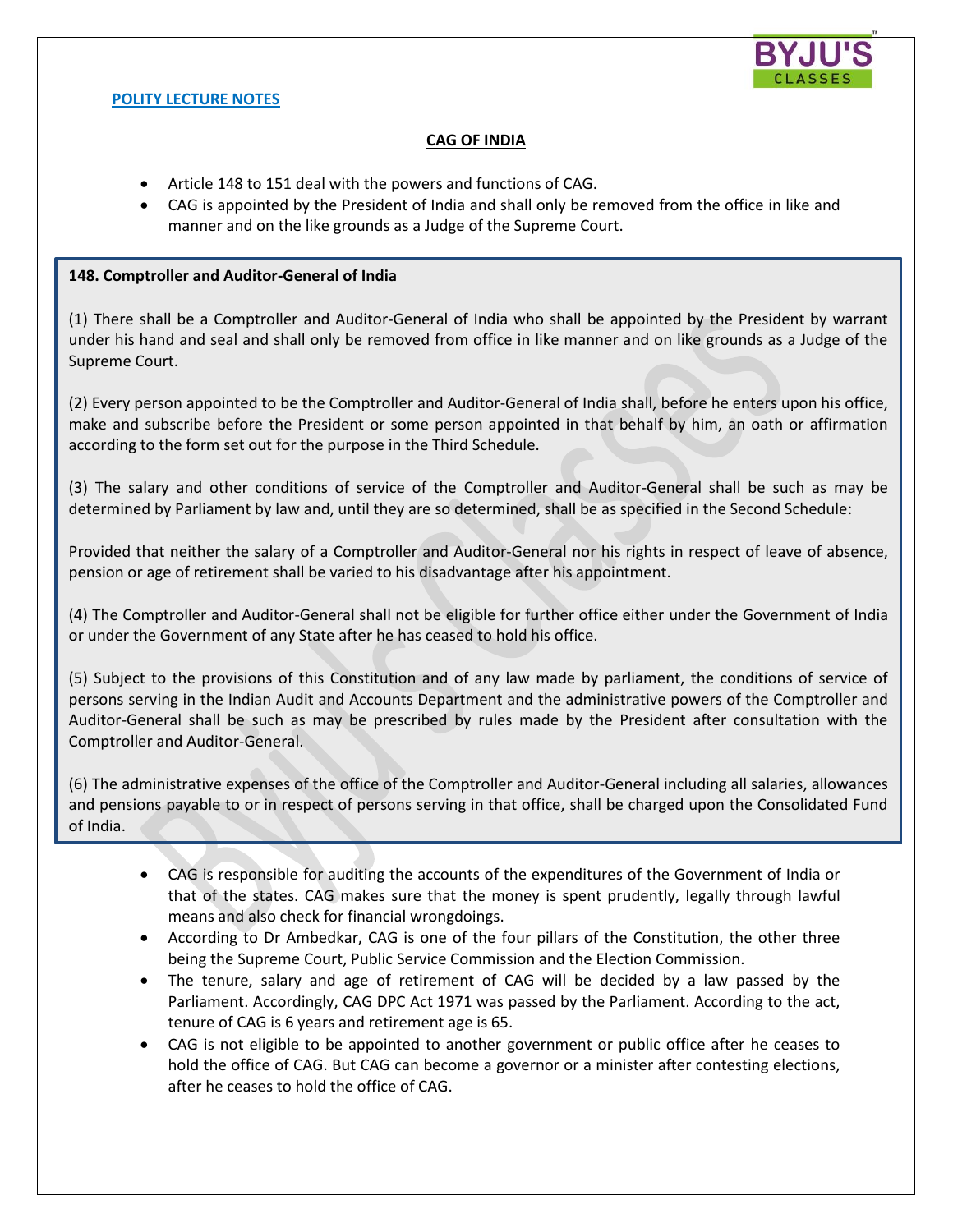**POLITY LECTURE NOTES**

## CAG OF INDIA

- Article 148 to 151 deal with the powers and functions of CAG.
- CAG is appointed by the President of India and shall only be removed from the office in like and manner and on the like grounds as a Judge of the Supreme Court.

**148. Comptroller and Auditor-General of India**

(1) There shall be a Comptroller and Auditor-General of India who shall be appointed by the President by warrant under his hand and seal and shall only be removed from office in like manner and on like grounds as a Judge of the Supreme Court.

(2) Every person appointed to be the Comptroller and Auditor-General of India shall, before he enters upon his office, make and subscribe before the President or some person appointed in that behalf by him, an oath or affirmation according to the form set out for the purpose in the Third Schedule.

(3) The salary and other conditions of service of the Comptroller and Auditor-General shall be such as may be determined by Parliament by law and, until they are so determined, shall be as specified in the Second Schedule:

Provided that neither the salary of a Comptroller and Auditor-General nor his rights in respect of leave of absence, pension or age of retirement shall be varied to his disadvantage after his appointment.

(4) The Comptroller and Auditor-General shall not be eligible for further office either under the Government of India or under the Government of any State after he has ceased to hold his office.

(5) Subject to the provisions of this Constitution and of any law made by parliament, the conditions of service of persons serving in the Indian Audit and Accounts Department and the administrative powers of the Comptroller and Auditor-General shall be such as may be prescribed by rules made by the President after consultation with the Comptroller and Auditor-General.

(6) The administrative expenses of the office of the Comptroller and Auditor-General including all salaries, allowances and pensions payable to or in respect of persons serving in that office, shall be charged upon the Consolidated Fund of India.

- CAG is responsible for auditing the accounts of the expenditures of the Government of India or that of the states. CAG makes sure that the money is spent prudently, legally through lawful means and also check for financial wrongdoings.
- According to Dr Ambedkar, CAG is one of the four pillars of the Constitution, the other three being the Supreme Court, Public Service Commission and the Election Commission.
- The tenure, salary and age of retirement of CAG will be decided by a law passed by the Parliament. Accordingly, CAG DPC Act 1971 was passed by the Parliament. According to the act, tenure of CAG is 6 years and retirement age is 65.
- CAG is not eligible to be appointed to another government or public office after he ceases to hold the office of CAG. But CAG can become a governor or a minister after contesting elections, after he ceases to hold the office of CAG.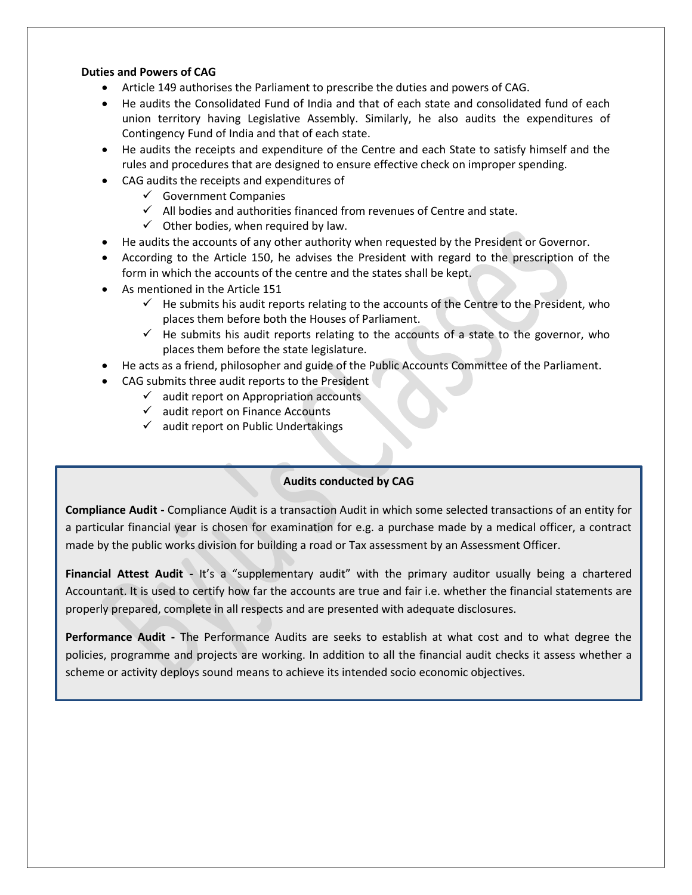**Duties and Powers of CAG**

- Article 149 authorises the Parliament to prescribe the duties and powers of CAG.
- He audits the Consolidated Fund of India and that of each state and consolidated fund of each union territory having Legislative Assembly. Similarly, he also audits the expenditures of Contingency Fund of India and that of each state.
- He audits the receipts and expenditure of the Centre and each State to satisfy himself and the rules and procedures that are designed to ensure effective check on improper spending.
- CAG audits the receipts and expenditures of
  - ✓ Government Companies
  - ✓ All bodies and authorities financed from revenues of Centre and state.
  - ✓ Other bodies, when required by law.
- He audits the accounts of any other authority when requested by the President or Governor.
- According to the Article 150, he advises the President with regard to the prescription of the form in which the accounts of the centre and the states shall be kept.
- As mentioned in the Article 151
  - ✓ He submits his audit reports relating to the accounts of the Centre to the President, who places them before both the Houses of Parliament.
  - ✓ He submits his audit reports relating to the accounts of a state to the governor, who places them before the state legislature.
- He acts as a friend, philosopher and guide of the Public Accounts Committee of the Parliament.
- CAG submits three audit reports to the President
  - ✓ audit report on Appropriation accounts
  - ✓ audit report on Finance Accounts
  - ✓ audit report on Public Undertakings

**Audits conducted by CAG**

**Compliance Audit -** Compliance Audit is a transaction Audit in which some selected transactions of an entity for a particular financial year is chosen for examination for e.g. a purchase made by a medical officer, a contract made by the public works division for building a road or Tax assessment by an Assessment Officer.

**Financial Attest Audit -** It's a "supplementary audit" with the primary auditor usually being a chartered Accountant. It is used to certify how far the accounts are true and fair i.e. whether the financial statements are properly prepared, complete in all respects and are presented with adequate disclosures.

**Performance Audit -** The Performance Audits are seeks to establish at what cost and to what degree the policies, programme and projects are working. In addition to all the financial audit checks it assess whether a scheme or activity deploys sound means to achieve its intended socio economic objectives.